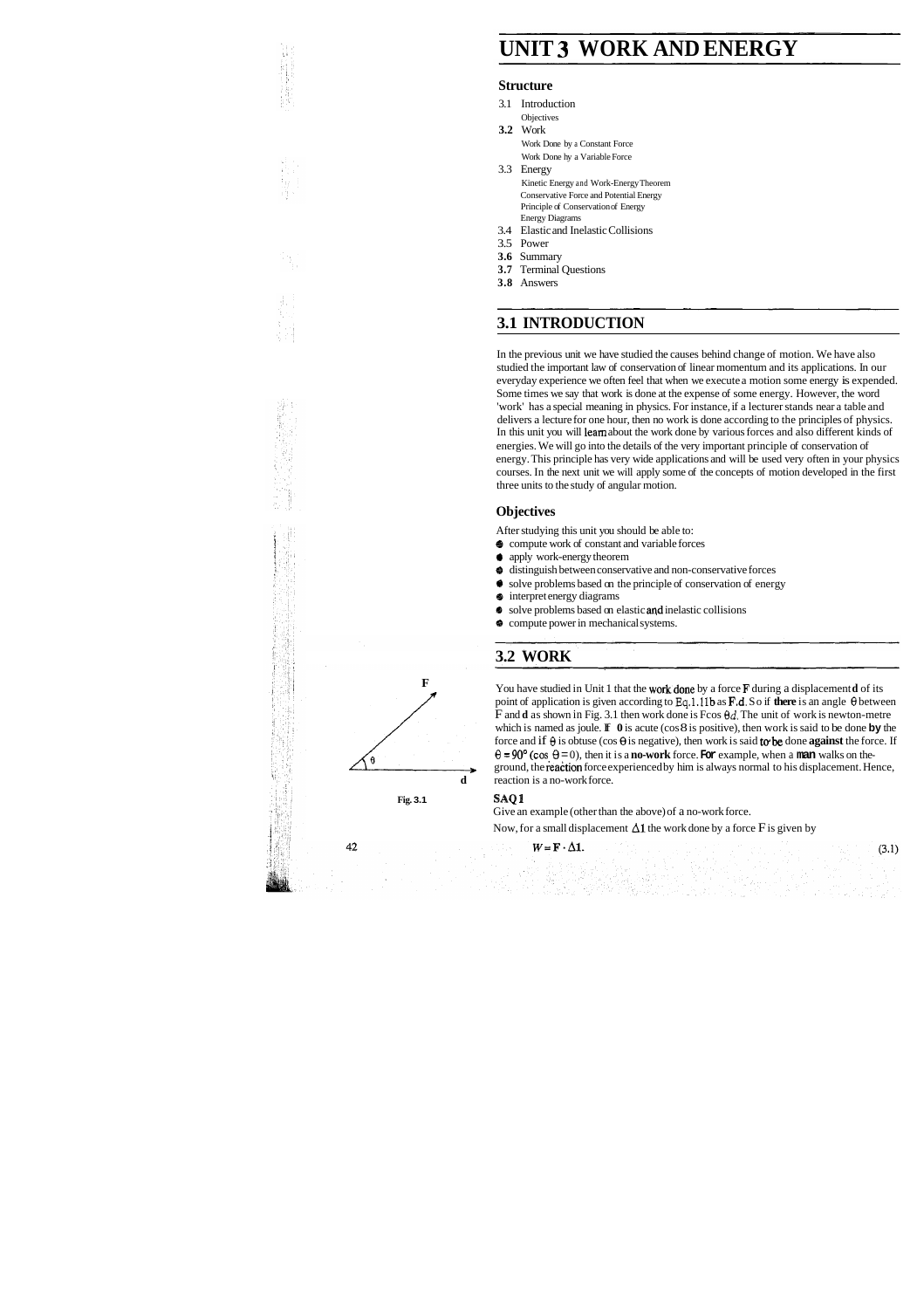# UNIT 3 WORK AND ENERGY

### Structure

3.1 Introduction
  Objectives
**3.2** Work
  Work Done by a Constant Force
  Work Done by a Variable Force
3.3 Energy
  Kinetic Energy and Work-Energy Theorem
  Conservative Force and Potential Energy
  Principle of Conservation of Energy
  Energy Diagrams
3.4 Elastic and Inelastic Collisions
3.5 Power
**3.6** Summary
**3.7** Terminal Questions
**3.8** Answers

## 3.1 INTRODUCTION

In the previous unit we have studied the causes behind change of motion. We have also studied the important law of conservation of linear momentum and its applications. In our everyday experience we often feel that when we execute a motion some energy is expended. Some times we say that work is done at the expense of some energy. However, the word 'work' has a special meaning in physics. For instance, if a lecturer stands near a table and delivers a lecture for one hour, then no work is done according to the principles of physics. In this unit you will learn about the work done by various forces and also different kinds of energies. We will go into the details of the very important principle of conservation of energy. This principle has very wide applications and will be used very often in your physics courses. In the next unit we will apply some of the concepts of motion developed in the first three units to the study of angular motion.

### Objectives

After studying this unit you should be able to:

- compute work of constant and variable forces
- apply work-energy theorem
- distinguish between conservative and non-conservative forces
- solve problems based on the principle of conservation of energy
- interpret energy diagrams
- solve problems based on elastic and inelastic collisions
- compute power in mechanical systems.

## 3.2 WORK

You have studied in Unit 1 that the work done by a force $\mathbf{F}$ during a displacement $\mathbf{d}$ of its point of application is given according to Eq.1.11b as $\mathbf{F}.\mathbf{d}$. So if there is an angle $\theta$ between F and $\mathbf{d}$ as shown in Fig. 3.1 then work done is $F\cos\theta d$. The unit of work is newton-metre which is named as joule. If $\theta$ is acute ($\cos\theta$ is positive), then work is said to be done **by** the force and if $\theta$ is obtuse ($\cos\theta$ is negative), then work is said to be done **against** the force. If $\theta = 90°$ ($\cos\theta = 0$), then it is a **no-work** force. For example, when a man walks on the ground, the reaction force experienced by him is always normal to his displacement. Hence, reaction is a no-work force.

Fig. 3.1

**SAQ 1**

Give an example (other than the above) of a no-work force.

Now, for a small displacement $\Delta\mathbf{l}$ the work done by a force F is given by

$$W = \mathbf{F} \cdot \Delta\mathbf{l}. \tag{3.1}$$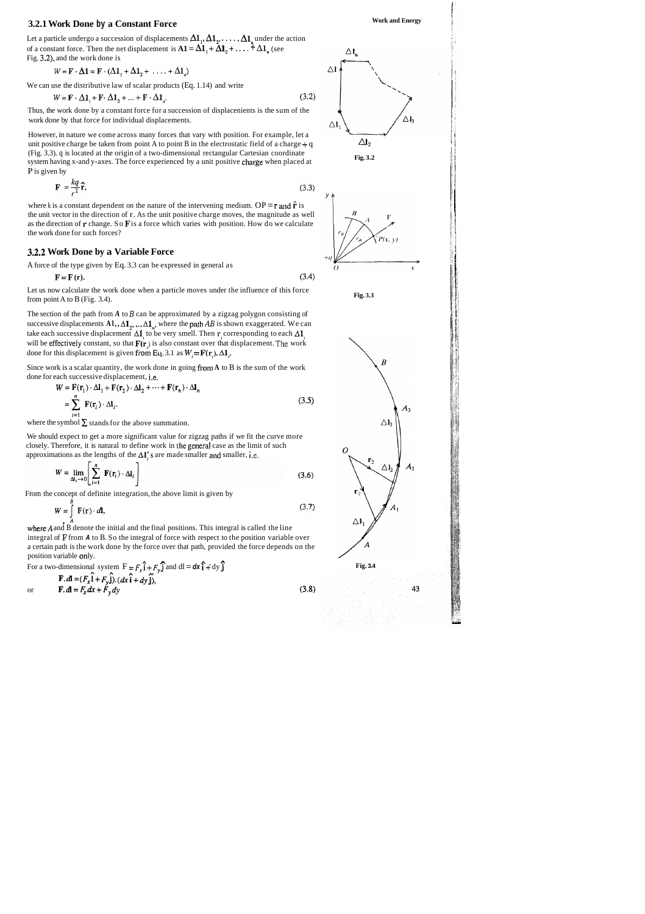### 3.2.1 Work Done by a Constant Force

Let a particle undergo a succession of displacements $\Delta \mathbf{l}_1, \Delta \mathbf{l}_2, \ldots, \Delta \mathbf{l}_n$ under the action of a constant force. Then the net displacement is $\Delta \mathbf{l} = \Delta \mathbf{l}_1 + \Delta \mathbf{l}_2 + \ldots + \Delta \mathbf{l}_n$ (see Fig. 3.2), and the work done is

$$W = \mathbf{F} \cdot \Delta \mathbf{l} = \mathbf{F} \cdot (\Delta \mathbf{l}_1 + \Delta \mathbf{l}_2 + \ldots + \Delta \mathbf{l}_n)$$

We can use the distributive law of scalar products (Eq. 1.14) and write

$$W = \mathbf{F} \cdot \Delta \mathbf{l}_1 + \mathbf{F} \cdot \Delta \mathbf{l}_2 + \ldots + \mathbf{F} \cdot \Delta \mathbf{l}_n. \tag{3.2}$$

Thus, the work done by a constant force for a succession of displacements is the sum of the work done by that force for individual displacements.

Fig. 3.2

However, in nature we come across many forces that vary with position. For example, let a unit positive charge be taken from point A to point B in the electrostatic field of a charge $+q$ (Fig. 3.3). q is located at the origin of a two-dimensional rectangular Cartesian coordinate system having x-and y-axes. The force experienced by a unit positive charge when placed at P is given by

$$\mathbf{F} = \frac{kq}{r^2}\hat{\mathbf{r}}, \tag{3.3}$$

where k is a constant dependent on the nature of the intervening medium. $OP = \mathbf{r}$ and $\hat{\mathbf{r}}$ is the unit vector in the direction of $\mathbf{r}$. As the unit positive charge moves, the magnitude as well as the direction of $\mathbf{r}$ change. So $\mathbf{F}$ is a force which varies with position. How do we calculate the work done for such forces?

Fig. 3.3

### 3.2.2 Work Done by a Variable Force

A force of the type given by Eq. 3.3 can be expressed in general as

$$\mathbf{F} = \mathbf{F}(\mathbf{r}). \tag{3.4}$$

Let us now calculate the work done when a particle moves under the influence of this force from point A to B (Fig. 3.4).

The section of the path from $A$ to $B$ can be approximated by a zigzag polygon consisting of successive displacements $\Delta \mathbf{l}_1, \Delta \mathbf{l}_2, \ldots, \Delta \mathbf{l}_n$, where the path $AB$ is shown exaggerated. We can take each successive displacement $\Delta \mathbf{l}_i$ to be very smell. Then $\mathbf{r}_i$ corresponding to each $\Delta \mathbf{l}_i$ will be effectively constant, so that $\mathbf{F}(\mathbf{r}_i)$ is also constant over that displacement. The work done for this displacement is given from Eq. 3.1 as $W_i = \mathbf{F}(\mathbf{r}_i) \cdot \Delta \mathbf{l}_i$.

Since work is a scalar quantity, the work done in going from A to B is the sum of the work done for each successive displacement, i.e.

$$W = \mathbf{F}(\mathbf{r}_1) \cdot \Delta \mathbf{l}_1 + \mathbf{F}(\mathbf{r}_2) \cdot \Delta \mathbf{l}_2 + \cdots + \mathbf{F}(\mathbf{r}_n) \cdot \Delta \mathbf{l}_n$$
$$= \sum_{i=1}^{n} \mathbf{F}(\mathbf{r}_i) \cdot \Delta \mathbf{l}_i, \tag{3.5}$$

where the symbol $\sum$ stands for the above summation.

We should expect to get a more significant value for zigzag paths if we fit the curve more closely. Therefore, it is natural to define work in the general case as the limit of such approximations as the lengths of the $\Delta \mathbf{l}_i$'s are made smaller and smaller, i.e.

$$W = \lim_{\Delta l_i \to 0} \left[ \sum_{i=1}^{n} \mathbf{F}(\mathbf{r}_i) \cdot \Delta \mathbf{l}_i \right] \tag{3.6}$$

From the concept of definite integration, the above limit is given by

$$W = \int_A^B \mathbf{F}(\mathbf{r}) \cdot d\mathbf{l}, \tag{3.7}$$

where $A$ and $B$ denote the initial and the final positions. This integral is called the line integral of $\mathbf{F}$ from $A$ to B. So the integral of force with respect to the position variable over a certain path is the work done by the force over that path, provided the force depends on the position variable only.

Fig. 3.4

For a two-dimensional system $\mathbf{F} = F_x\hat{\mathbf{i}} + F_y\hat{\mathbf{j}}$ and $d\mathbf{l} = dx\,\hat{\mathbf{i}} + dy\,\hat{\mathbf{j}}$

$$\mathbf{F} \cdot d\mathbf{l} = (F_x\hat{\mathbf{i}} + F_y\hat{\mathbf{j}}) \cdot (dx\,\hat{\mathbf{i}} + dy\,\hat{\mathbf{j}}),$$

or

$$\mathbf{F} \cdot d\mathbf{l} = F_x\,dx + F_y\,dy \tag{3.8}$$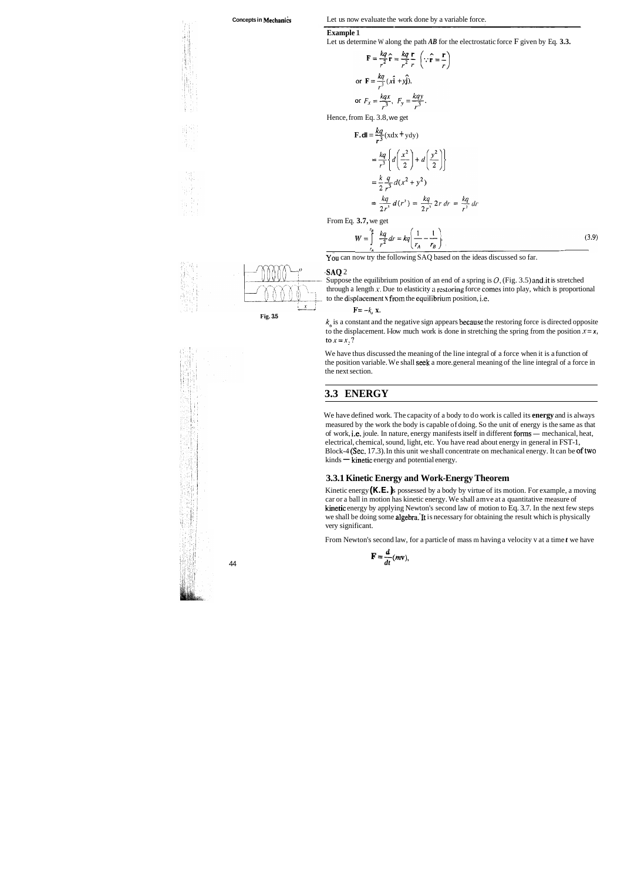Let us now evaluate the work done by a variable force.

**Example 1**

Let us determine W along the path *AB* for the electrostatic force F given by Eq. **3.3.**

$$\mathbf{F} = \frac{kq}{r^2}\hat{\mathbf{r}} = \frac{kq}{r^2}\frac{\mathbf{r}}{r} \quad \left(\because \hat{\mathbf{r}} = \frac{\mathbf{r}}{r}\right)$$

$$\text{or } \mathbf{F} = \frac{kq}{r^3}(x\hat{\mathbf{i}} + y\hat{\mathbf{j}}),$$

$$\text{or } F_x = \frac{kqx}{r^3},\ F_y = \frac{kqy}{r^3}.$$

Hence, from Eq. 3.8, we get

$$\mathbf{F}.\mathbf{dl} = \frac{kq}{r^3}(x\mathrm{d}x + y\mathrm{d}y)$$

$$= \frac{kq}{r^3}\left\{d\left(\frac{x^2}{2}\right) + d\left(\frac{y^2}{2}\right)\right\}$$

$$= \frac{k}{2}\frac{q}{r^3}d(x^2 + y^2)$$

$$= \frac{kq}{2r^3}d(r^2) = \frac{kq}{2r^3}2r\,dr = \frac{kq}{r^2}dr$$

From Eq. **3.7,** we get

$$W = \int_{r_A}^{r_B} \frac{kq}{r^2}dr = kq\left(\frac{1}{r_A} - \frac{1}{r_B}\right). \tag{3.9}$$

You can now try the following SAQ based on the ideas discussed so far.

**SAQ** 2

Suppose the equilibrium position of an end of a spring is $O$, (Fig. 3.5) and it is stretched through a length $x$. Due to elasticity a restoring force comes into play, which is proportional to the displacement x from the equilibrium position, i.e.

$$\mathbf{F} = -k_0\,\mathbf{x}.$$

Fig. 3.5

$k_0$ is a constant and the negative sign appears because the restoring force is directed opposite to the displacement. How much work is done in stretching the spring from the position $x = x_1$ to $x = x_2$?

We have thus discussed the meaning of the line integral of a force when it is a function of the position variable. We shall seek a more general meaning of the line integral of a force in the next section.

## 3.3 ENERGY

We have defined work. The capacity of a body to do work is called its **energy** and is always measured by the work the body is capable of doing. So the unit of energy is the same as that of work, i.e. joule. In nature, energy manifests itself in different forms — mechanical, heat, electrical, chemical, sound, light, etc. You have read about energy in general in FST-1, Block-4 (Sec. 17.3). In this unit we shall concentrate on mechanical energy. It can be of two kinds — kinetic energy and potential energy.

### 3.3.1 Kinetic Energy and Work-Energy Theorem

Kinetic energy **(K.E.)** is possessed by a body by virtue of its motion. For example, a moving car or a ball in motion has kinetic energy. We shall arrive at a quantitative measure of kinetic energy by applying Newton's second law of motion to Eq. 3.7. In the next few steps we shall be doing some algebra. It is necessary for obtaining the result which is physically very significant.

From Newton's second law, for a particle of mass m having a velocity v at a time *t* we have

$$\mathbf{F} = \frac{d}{dt}(m\mathbf{v}),$$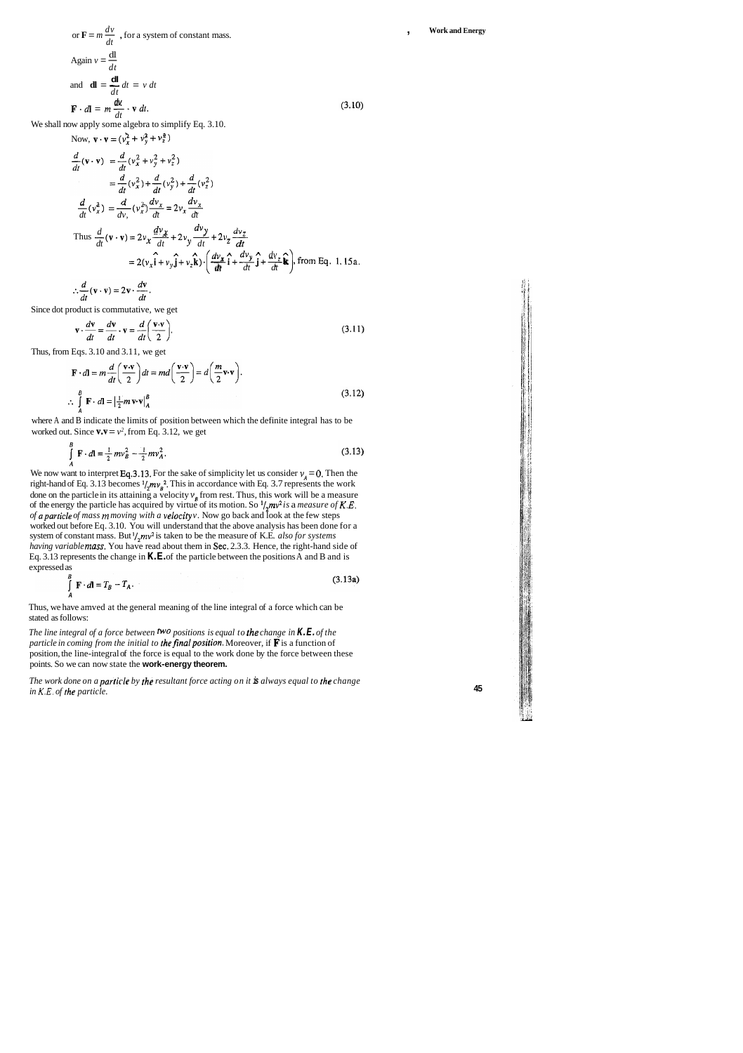or $\mathbf{F} = m\dfrac{d\mathbf{v}}{dt}$ , for a system of constant mass.

Again $v = \dfrac{d\mathbf{l}}{dt}$

and $d\mathbf{l} = \dfrac{d\mathbf{l}}{dt}\,dt = \mathbf{v}\,dt$

$$\mathbf{F}\cdot d\mathbf{l} = m\,\frac{d\mathbf{v}}{dt}\cdot\mathbf{v}\,dt. \tag{3.10}$$

We shall now apply some algebra to simplify Eq. 3.10.

Now, $\mathbf{v}\cdot\mathbf{v} = (v_x^2 + v_y^2 + v_z^2)$

$$\frac{d}{dt}(\mathbf{v}\cdot\mathbf{v}) = \frac{d}{dt}(v_x^2 + v_y^2 + v_z^2)$$

$$= \frac{d}{dt}(v_x^2) + \frac{d}{dt}(v_y^2) + \frac{d}{dt}(v_z^2)$$

$$\frac{d}{dt}(v_x^2) = \frac{d}{dv_x}(v_x^2)\frac{dv_x}{dt} = 2v_x\frac{dv_x}{dt}$$

Thus $\dfrac{d}{dt}(\mathbf{v}\cdot\mathbf{v}) = 2v_x\dfrac{dv_x}{dt} + 2v_y\dfrac{dv_y}{dt} + 2v_z\dfrac{dv_z}{dt}$

$$= 2(v_x\hat{\mathbf{i}} + v_y\hat{\mathbf{j}} + v_z\hat{\mathbf{k}})\cdot\left(\frac{dv_x}{dt}\hat{\mathbf{i}} + \frac{dv_y}{dt}\hat{\mathbf{j}} + \frac{dv_z}{dt}\hat{\mathbf{k}}\right), \text{ from Eq. 1.15a.}$$

$$\therefore \frac{d}{dt}(\mathbf{v}\cdot\mathbf{v}) = 2\mathbf{v}\cdot\frac{d\mathbf{v}}{dt}.$$

Since dot product is commutative, we get

$$\mathbf{v}\cdot\frac{d\mathbf{v}}{dt} = \frac{d\mathbf{v}}{dt}\cdot\mathbf{v} = \frac{d}{dt}\left(\frac{\mathbf{v}\cdot\mathbf{v}}{2}\right). \tag{3.11}$$

Thus, from Eqs. 3.10 and 3.11, we get

$$\mathbf{F}\cdot d\mathbf{l} = m\frac{d}{dt}\left(\frac{\mathbf{v}\cdot\mathbf{v}}{2}\right)dt = m\,d\left(\frac{\mathbf{v}\cdot\mathbf{v}}{2}\right) = d\left(\frac{m}{2}\mathbf{v}\cdot\mathbf{v}\right).$$

$$\therefore \int_A^B \mathbf{F}\cdot d\mathbf{l} = \left|\tfrac{1}{2}m\,\mathbf{v}\cdot\mathbf{v}\right|_A^B \tag{3.12}$$

where A and B indicate the limits of position between which the definite integral has to be worked out. Since $\mathbf{v}.\mathbf{v} = v^2$, from Eq. 3.12, we get

$$\int_A^B \mathbf{F}\cdot d\mathbf{l} = \tfrac{1}{2}mv_B^2 - \tfrac{1}{2}mv_A^2. \tag{3.13}$$

We now want to interpret Eq. 3.13. For the sake of simplicity let us consider $v_A = 0$. Then the right-hand of Eq. 3.13 becomes $\frac{1}{2}mv_B^2$. This in accordance with Eq. 3.7 represents the work done on the particle in its attaining a velocity $v_B$ from rest. Thus, this work will be a measure of the energy the particle has acquired by virtue of its motion. So $\frac{1}{2}mv^2$ *is a measure of K.E. of a particle of mass m moving with a velocity v*. Now go back and look at the few steps worked out before Eq. 3.10. You will understand that the above analysis has been done for a system of constant mass. But $\frac{1}{2}mv^2$ is taken to be the measure of K.E. *also for systems having variable mass*. You have read about them in Sec. 2.3.3. Hence, the right-hand side of Eq. 3.13 represents the change in **K.E.** of the particle between the positions A and B and is expressed as

$$\int_A^B \mathbf{F}\cdot d\mathbf{l} = T_B - T_A. \tag{3.13a}$$

Thus, we have arrived at the general meaning of the line integral of a force which can be stated as follows:

*The line integral of a force between two positions is equal to the change in* ***K.E.*** *of the particle in coming from the initial to the final position.* Moreover, if $\mathbf{F}$ is a function of position, the line-integral of the force is equal to the work done by the force between these points. So we can now state the **work-energy theorem.**

*The work done on a particle by the resultant force acting on it is always equal to the change in K.E. of the particle.*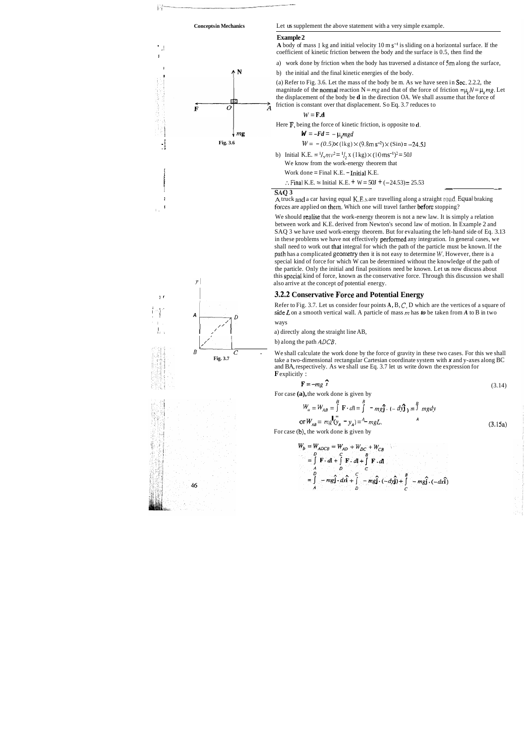Let us supplement the above statement with a very simple example.

**Example 2**

**A** body of mass 1 kg and initial velocity 10 m $s^{-1}$ is sliding on a horizontal surface. If the coefficient of kinetic friction between the body and the surface is 0.5, then find the

a) work done by friction when the body has traversed a distance of 5m along the surface,

b) the initial and the final kinetic energies of the body.

(a) Refer to Fig. 3.6. Let the mass of the body be m. As we have seen in Sec. 2.2.2, the magnitude of the normal reaction $N = mg$ and that of the force of friction $= \mu_k N = \mu_k mg$. Let the displacement of the body be **d** in the direction OA. We shall assume that the force of friction is constant over that displacement. So Eq. 3.7 reduces to

$$W = \mathbf{F}.\mathbf{d}$$

Fig. 3.6

Here **F**, being the force of kinetic friction, is opposite to **d**.

$$W = -Fd = -\mu_k mgd$$

$$W = -(0.5) \times (1\text{kg}) \times (9.8\text{m s}^{-2}) \times (5\text{m}) = -24.5\text{J}$$

b) Initial K.E. $= \frac{1}{2}mv^2 = \frac{1}{2} \times (1\text{kg}) \times (10\text{ms}^{-1})^2 = 50\text{J}$

We know from the work-energy theorem that

Work done = Final K.E. − Initial K.E.

$\therefore$ Final K.E. = Initial K.E. + W = 50J + (−24.53) = 25.53

**SAQ 3**

A truck and a car having equal K.E.s are travelling along a straight road. Equal braking forces are applied on them. Which one will travel farther before stopping?

We should realise that the work-energy theorem is not a new law. It is simply a relation between work and K.E. derived from Newton's second law of motion. In Example 2 and SAQ 3 we have used work-energy theorem. But for evaluating the left-hand side of Eq. 3.13 in these problems we have not effectively performed any integration. In general cases, we shall need to work out that integral for which the path of the particle must be known. If the path has a complicated geometry then it is not easy to determine $W$. However, there is a special kind of force for which W can be determined without the knowledge of the path of the particle. Only the initial and final positions need be known. Let us now discuss about this special kind of force, known as the conservative force. Through this discussion we shall also arrive at the concept of potential energy.

### 3.2.2 Conservative Force and Potential Energy

Refer to Fig. 3.7. Let us consider four points A, B, C, D which are the vertices of a square of side $L$ on a smooth vertical wall. A particle of mass $m$ has *to* be taken from *A* to B in two ways

a) directly along the straight line AB,

b) along the path $ADCB$.

Fig. 3.7

We shall calculate the work done by the force of gravity in these two cases. For this we shall take a two-dimensional rectangular Cartesian coordinate system with *x* and y-axes along BC and BA, respectively. As we shall use Eq. 3.7 let us write down the expression for **F** explicitly :

$$\mathbf{F} = -mg\,\hat{\mathbf{j}} \tag{3.14}$$

For case **(a),** the work done is given by

$$W_a = W_{AB} = \int_A^B \mathbf{F}\cdot d\mathbf{l} = \int_A^B -mg\hat{\mathbf{j}}\cdot(-dy\hat{\mathbf{j}}) = \int_A^B mgdy$$

$$\text{or } W_{AB} = mg(y_B - y_A) = mgL. \tag{3.15a}$$

For case (b), the work done is given by

$$W_b = W_{ADCB} = W_{AD} + W_{DC} + W_{CB}$$

$$= \int_A^D \mathbf{F}\cdot d\mathbf{l} + \int_D^C \mathbf{F}\cdot d\mathbf{l} + \int_C^B \mathbf{F}\cdot d\mathbf{l}$$

$$= \int_A^D -mg\hat{\mathbf{j}}\cdot dx\hat{\mathbf{i}} + \int_D^C -mg\hat{\mathbf{j}}\cdot(-dy\hat{\mathbf{j}}) + \int_C^B -mg\hat{\mathbf{j}}\cdot(-dx\hat{\mathbf{i}})$$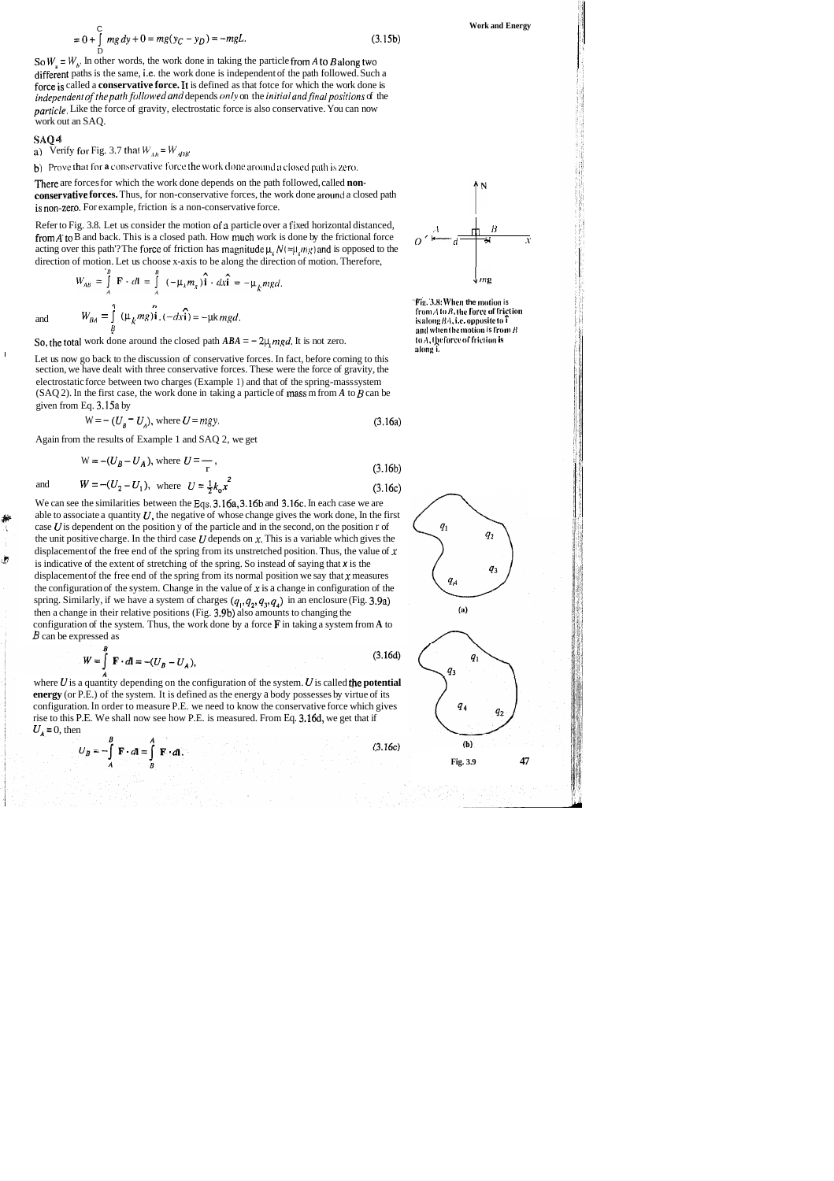$$= 0 + \int_D^C mg\,dy + 0 = mg(y_C - y_D) = -mgL. \tag{3.15b}$$

So $W_a = W_b$. In other words, the work done in taking the particle from $A$ to $B$ along two different paths is the same, i.e. the work done is independent of the path followed. Such a force is called a **conservative force.** It is defined as that force for which the work done is *independent of the path followed and* depends *only* on the *initial and final positions* of the *particle*. Like the force of gravity, electrostatic force is also conservative. You can now work out an SAQ.

**SAQ 4**

a) Verify for Fig. 3.7 that $W_{AB} = W_{ADB}$

b) Prove that for a conservative force the work done around a closed path is zero.

There are forces for which the work done depends on the path followed, called **non-conservative forces.** Thus, for non-conservative forces, the work done around a closed path is non-zero. For example, friction is a non-conservative force.

Refer to Fig. 3.8. Let us consider the motion of a particle over a fixed horizontal distance $d$, from $A$ to B and back. This is a closed path. How much work is done by the frictional force acting over this path? The force of friction has magnitude $\mu_k N (=\mu_k mg)$ and is opposed to the direction of motion. Let us choose x-axis to be along the direction of motion. Therefore,

$$W_{AB} = \int_A^B \mathbf{F} \cdot d\mathbf{l} = \int_A^B (-\mu_k mg)\hat{\mathbf{i}} \cdot dx\hat{\mathbf{i}} = -\mu_k mgd.$$

and

$$W_{BA} = \int_B^A (\mu_k mg)\hat{\mathbf{i}} \cdot (-dx\hat{\mathbf{i}}) = -\mu_k mgd.$$

So, the total work done around the closed path $ABA = -2\mu_k mgd$. It is not zero.

Fig. 3.8: When the motion is from $A$ to $B$, the force of friction is along $BA$, i.e. opposite to $\hat{\mathbf{i}}$ and when the motion is from $B$ to $A$, the force of friction is along $\hat{\mathbf{i}}$.

Let us now go back to the discussion of conservative forces. In fact, before coming to this section, we have dealt with three conservative forces. These were the force of gravity, the electrostatic force between two charges (Example 1) and that of the spring-mass system (SAQ 2). In the first case, the work done in taking a particle of mass m from $A$ to $B$ can be given from Eq. 3.15a by

$$W = -(U_B - U_A), \text{ where } U = mgy. \tag{3.16a}$$

Again from the results of Example 1 and SAQ 2, we get

$$W = -(U_B - U_A), \text{ where } U = \frac{\;}{r}, \tag{3.16b}$$

and

$$W = -(U_2 - U_1), \text{ where } U = \tfrac{1}{2}k_0 x^2 \tag{3.16c}$$

We can see the similarities between the Eqs. 3.16a, 3.16b and 3.16c. In each case we are able to associate a quantity $U$, the negative of whose change gives the work done. In the first case $U$ is dependent on the position y of the particle and in the second, on the position r of the unit positive charge. In the third case $U$ depends on $x$. This is a variable which gives the displacement of the free end of the spring from its unstretched position. Thus, the value of $x$ is indicative of the extent of stretching of the spring. So instead of saying that $x$ is the displacement of the free end of the spring from its normal position we say that $x$ measures the configuration of the system. Change in the value of $x$ is a change in configuration of the spring. Similarly, if we have a system of charges $(q_1, q_2, q_3, q_4)$ in an enclosure (Fig. 3.9a) then a change in their relative positions (Fig. 3.9b) also amounts to changing the configuration of the system. Thus, the work done by a force $\mathbf{F}$ in taking a system from $\mathbf{A}$ to $B$ can be expressed as

$$W = \int_A^B \mathbf{F} \cdot d\mathbf{l} = -(U_B - U_A), \tag{3.16d}$$

where $U$ is a quantity depending on the configuration of the system. $U$ is called **the potential energy** (or P.E.) of the system. It is defined as the energy a body possesses by virtue of its configuration. In order to measure P.E. we need to know the conservative force which gives rise to this P.E. We shall now see how P.E. is measured. From Eq. 3.16d, we get that if $U_A = 0$, then

$$U_B = -\int_A^B \mathbf{F} \cdot d\mathbf{l} = \int_B^A \mathbf{F} \cdot d\mathbf{l}. \tag{3.16e}$$

Fig. 3.9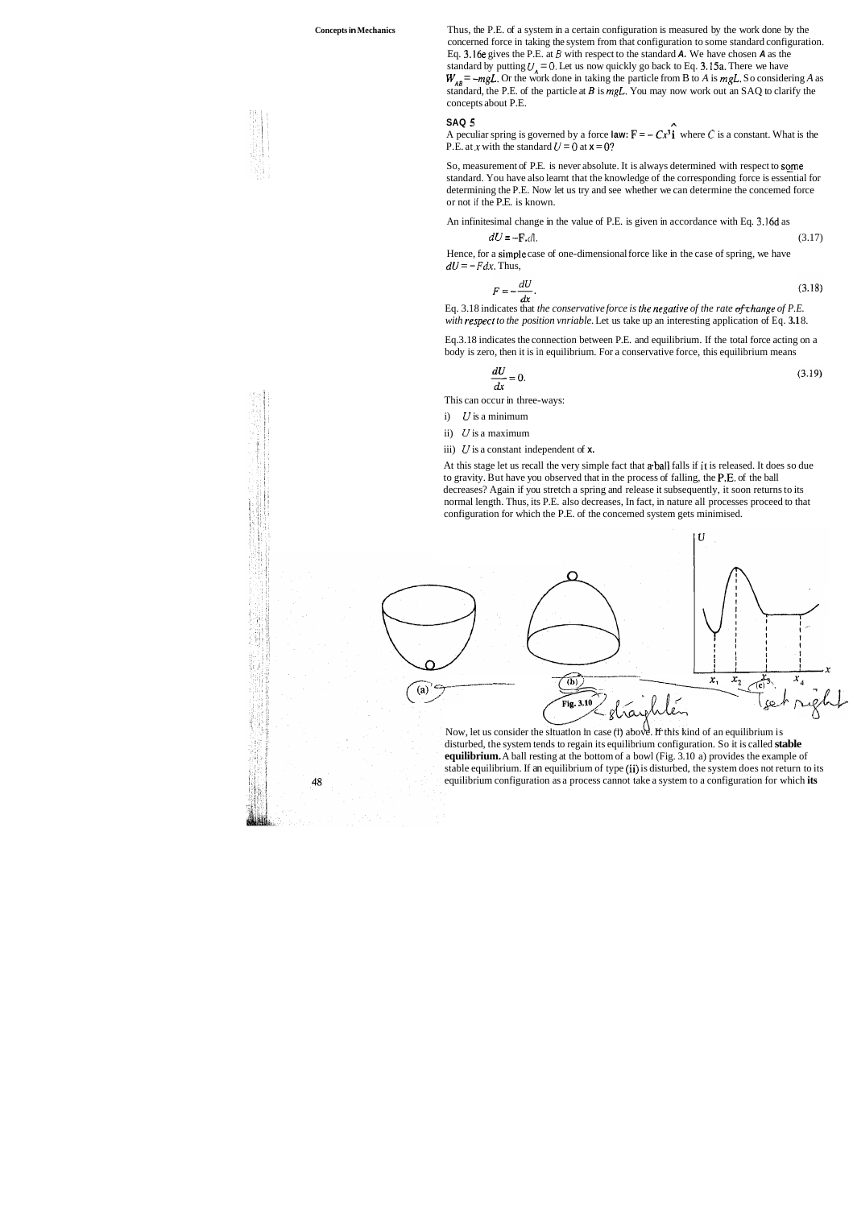Thus, the P.E. of a system in a certain configuration is measured by the work done by the concerned force in taking the system from that configuration to some standard configuration. Eq. 3.16e gives the P.E. at $B$ with respect to the standard $A$. We have chosen $A$ as the standard by putting $U_A = 0$. Let us now quickly go back to Eq. 3.15a. There we have $W_{AB} = -mgL$. Or the work done in taking the particle from B to $A$ is $mgL$. So considering $A$ as standard, the P.E. of the particle at $B$ is $mgL$. You may now work out an SAQ to clarify the concepts about P.E.

**SAQ 5**

A peculiar spring is governed by a force law: $\mathbf{F} = -Cx^3\hat{\mathbf{i}}$ where $C$ is a constant. What is the P.E. at $x$ with the standard $U = 0$ at $x = 0$?

So, measurement of P.E. is never absolute. It is always determined with respect to some standard. You have also learnt that the knowledge of the corresponding force is essential for determining the P.E. Now let us try and see whether we can determine the concerned force or not if the P.E. is known.

An infinitesimal change in the value of P.E. is given in accordance with Eq. 3.16d as

$$dU = -\mathbf{F}.d\mathbf{l}. \tag{3.17}$$

Hence, for a simple case of one-dimensional force like in the case of spring, we have $dU = -Fdx$. Thus,

$$F = -\frac{dU}{dx}. \tag{3.18}$$

Eq. 3.18 indicates that *the conservative force is the negative of the rate of change of P.E. with respect to the position vnriable.* Let us take up an interesting application of Eq. 3.18.

Eq.3.18 indicates the connection between P.E. and equilibrium. If the total force acting on a body is zero, then it is in equilibrium. For a conservative force, this equilibrium means

$$\frac{dU}{dx} = 0. \tag{3.19}$$

This can occur in three-ways:

i) $U$ is a minimum

ii) $U$ is a maximum

iii) $U$ is a constant independent of $x$.

At this stage let us recall the very simple fact that a ball falls if it is released. It does so due to gravity. But have you observed that in the process of falling, the P.E. of the ball decreases? Again if you stretch a spring and release it subsequently, it soon returns to its normal length. Thus, its P.E. also decreases, In fact, in nature all processes proceed to that configuration for which the P.E. of the concerned system gets minimised.

(a) (b) (c)

Fig. 3.10

Now, let us consider the situation in case (i) above. If this kind of an equilibrium is disturbed, the system tends to regain its equilibrium configuration. So it is called **stable equilibrium.** A ball resting at the bottom of a bowl (Fig. 3.10 a) provides the example of stable equilibrium. If an equilibrium of type (ii) is disturbed, the system does not return to its equilibrium configuration as a process cannot take a system to a configuration for which **its**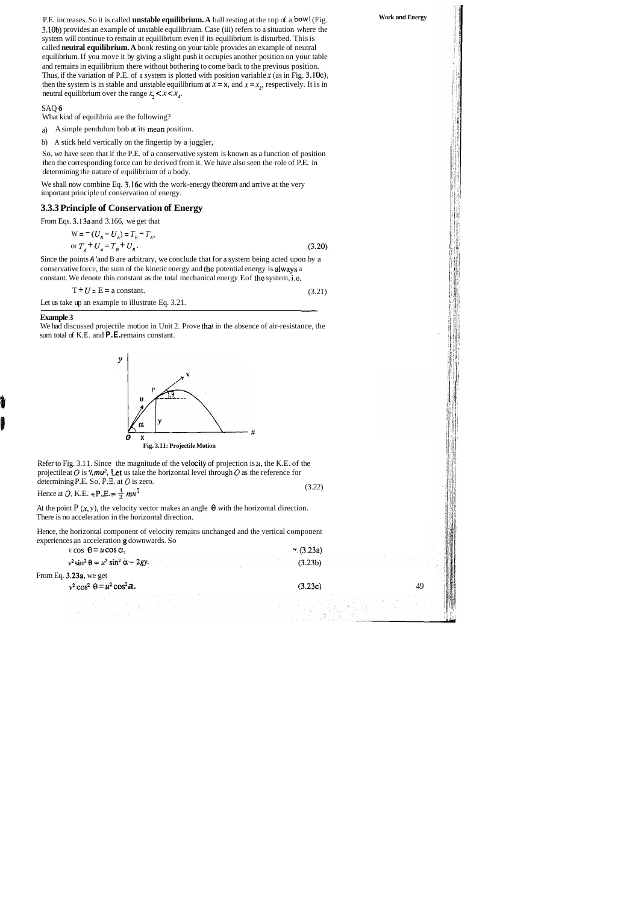P.E. increases. So it is called **unstable equilibrium.** A ball resting at the top of a bowl (Fig. 3.10b) provides an example of unstable equilibrium. Case (iii) refers to a situation where the system will continue to remain at equilibrium even if its equilibrium is disturbed. This is called **neutral equilibrium.** A book resting on your table provides an example of neutral equilibrium. If you move it by giving a slight push it occupies another position on your table and remains in equilibrium there without bothering to come back to the previous position. Thus, if the variation of P.E. of a system is plotted with position variable $x$ (as in Fig. 3.10c), then the system is in stable and unstable equilibrium at $x = x_1$ and $x = x_2$, respectively. It is in neutral equilibrium over the range $x_3 < x < x_4$.

SAQ 6

What kind of equilibria are the following?

a) A simple pendulum bob at its mean position.

b) A stick held vertically on the fingertip by a juggler,

So, we have seen that if the P.E. of a conservative system is known as a function of position then the corresponding force can be derived from it. We have also seen the role of P.E. in determining the nature of equilibrium of a body.

We shall now combine Eq. 3.16c with the work-energy theorem and arrive at the very important principle of conservation of energy.

### 3.3.3 Principle of Conservation of Energy

From Eqs. 3.13a and 3.16b, we get that

$$W = -(U_B - U_A) = T_B - T_A,$$

$$\text{or } T_A + U_A = T_B + U_B. \tag{3.20}$$

Since the points A and B are arbitrary, we conclude that for a system being acted upon by a conservative force, the sum of the kinetic energy and the potential energy is always a constant. We denote this constant as the total mechanical energy E of the system, i.e.

$$T + U = E = \text{a constant.} \tag{3.21}$$

Let us take up an example to illustrate Eq. 3.21.

**Example 3**

We had discussed projectile motion in Unit 2. Prove that in the absence of air-resistance, the sum total of K.E. and **P.E.** remains constant.

Fig. 3.11: Projectile Motion

Refer to Fig. 3.11. Since the magnitude of the velocity of projection is $u$, the K.E. of the projectile at $O$ is $\frac{1}{2}mu^2$. Let us take the horizontal level through $O$ as the reference for determining P.E. So, P.E. at $O$ is zero.

$$\text{Hence at } O, \text{ K.E.} + \text{P.E.} = \frac{1}{2}mu^2 \tag{3.22}$$

At the point P $(x, y)$, the velocity vector makes an angle $\theta$ with the horizontal direction. There is no acceleration in the horizontal direction.

Hence, the horizontal component of velocity remains unchanged and the vertical component experiences an acceleration **g** downwards. So

$$v \cos\theta = u \cos\alpha, \tag{3.23a}$$

$$v^2 \sin^2\theta = u^2 \sin^2\alpha - 2gy. \tag{3.23b}$$

From Eq. 3.23a, we get

$$v^2 \cos^2\theta = u^2 \cos^2\alpha. \tag{3.23c}$$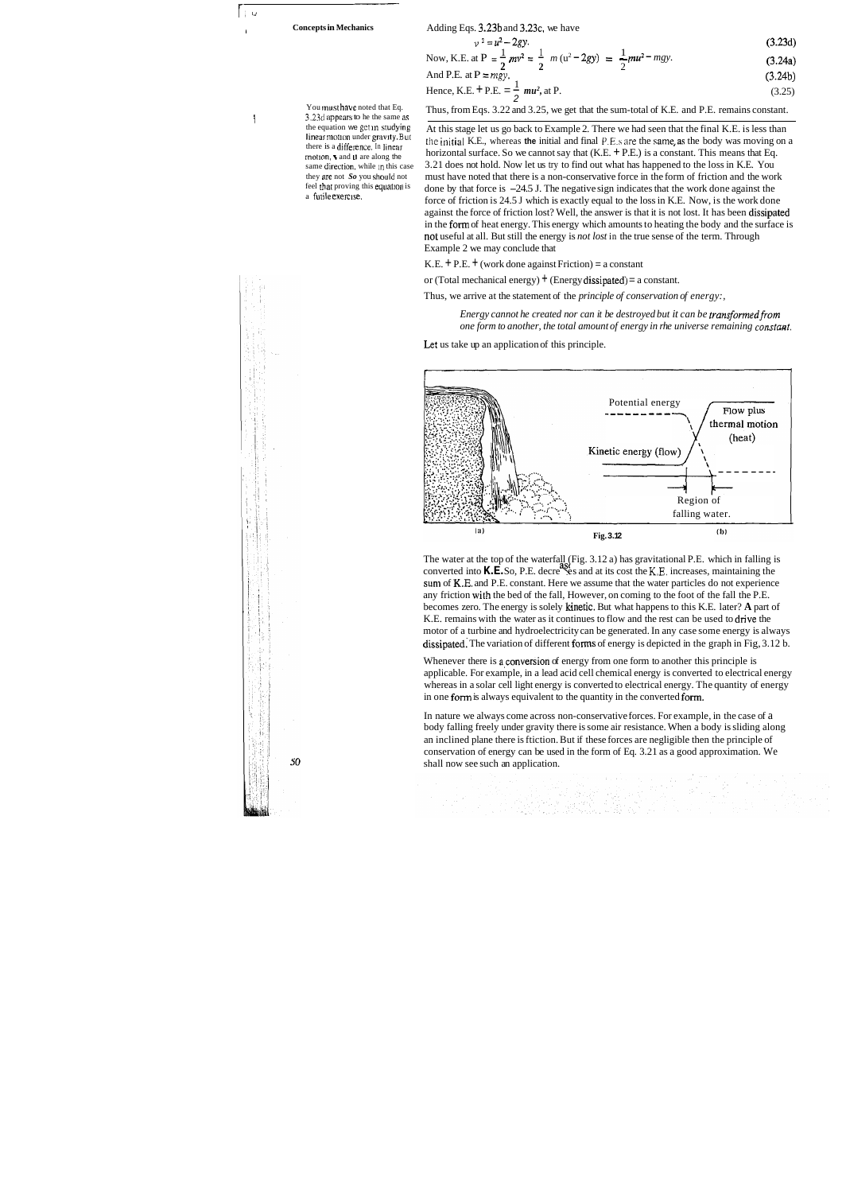Adding Eqs. 3.23b and 3.23c, we have

$$v^2 = u^2 - 2gy. \tag{3.23d}$$

Now, K.E. at P $= \frac{1}{2}mv^2 = \frac{1}{2}m(u^2 - 2gy) = \frac{1}{2}mu^2 - mgy.$ (3.24a)

And P.E. at P $= mgy.$ (3.24b)

Hence, K.E. + P.E. $= \frac{1}{2}mu^2$, at P. (3.25)

Thus, from Eqs. 3.22 and 3.25, we get that the sum-total of K.E. and P.E. remains constant.

You must have noted that Eq. 3.23d appears to be the same as the equation we get in studying linear motion under gravity. But there is a difference. In linear motion, $v$ and $u$ are along the same direction, while in this case they are not. So you should not feel that proving this equation is a futile exercise.

At this stage let us go back to Example 2. There we had seen that the final K.E. is less than the initial K.E., whereas the initial and final P.E.s are the same, as the body was moving on a horizontal surface. So we cannot say that (K.E. + P.E.) is a constant. This means that Eq. 3.21 does not hold. Now let us try to find out what has happened to the loss in K.E. You must have noted that there is a non-conservative force in the form of friction and the work done by that force is $-24.5$ J. The negative sign indicates that the work done against the force of friction is 24.5 J which is exactly equal to the loss in K.E. Now, is the work done against the force of friction lost? Well, the answer is that it is not lost. It has been dissipated in the form of heat energy. This energy which amounts to heating the body and the surface is not useful at all. But still the energy is *not lost* in the true sense of the term. Through Example 2 we may conclude that

K.E. + P.E. + (work done against Friction) = a constant

or (Total mechanical energy) + (Energy dissipated) = a constant.

Thus, we arrive at the statement of the *principle of conservation of energy:*,

> *Energy cannot he created nor can it be destroyed but it can be transformed from one form to another, the total amount of energy in rhe universe remaining constant.*

Let us take up an application of this principle.

Potential energy

Flow plus thermal motion (heat)

Kinetic energy (flow)

Region of falling water.

(a) Fig. 3.12 (b)

The water at the top of the waterfall (Fig. 3.12 a) has gravitational P.E. which in falling is converted into K.E. So, P.E. decreases and at its cost the K.E. increases, maintaining the sum of K.E. and P.E. constant. Here we assume that the water particles do not experience any friction with the bed of the fall, However, on coming to the foot of the fall the P.E. becomes zero. The energy is solely kinetic. But what happens to this K.E. later? A part of K.E. remains with the water as it continues to flow and the rest can be used to drive the motor of a turbine and hydroelectricity can be generated. In any case some energy is always dissipated. The variation of different forms of energy is depicted in the graph in Fig, 3.12 b.

Whenever there is a conversion of energy from one form to another this principle is applicable. For example, in a lead acid cell chemical energy is converted to electrical energy whereas in a solar cell light energy is converted to electrical energy. The quantity of energy in one form is always equivalent to the quantity in the converted form.

In nature we always come across non-conservative forces. For example, in the case of a body falling freely under gravity there is some air resistance. When a body is sliding along an inclined plane there is ftiction. But if these forces are negligible then the principle of conservation of energy can be used in the form of Eq. 3.21 as a good approximation. We shall now see such an application.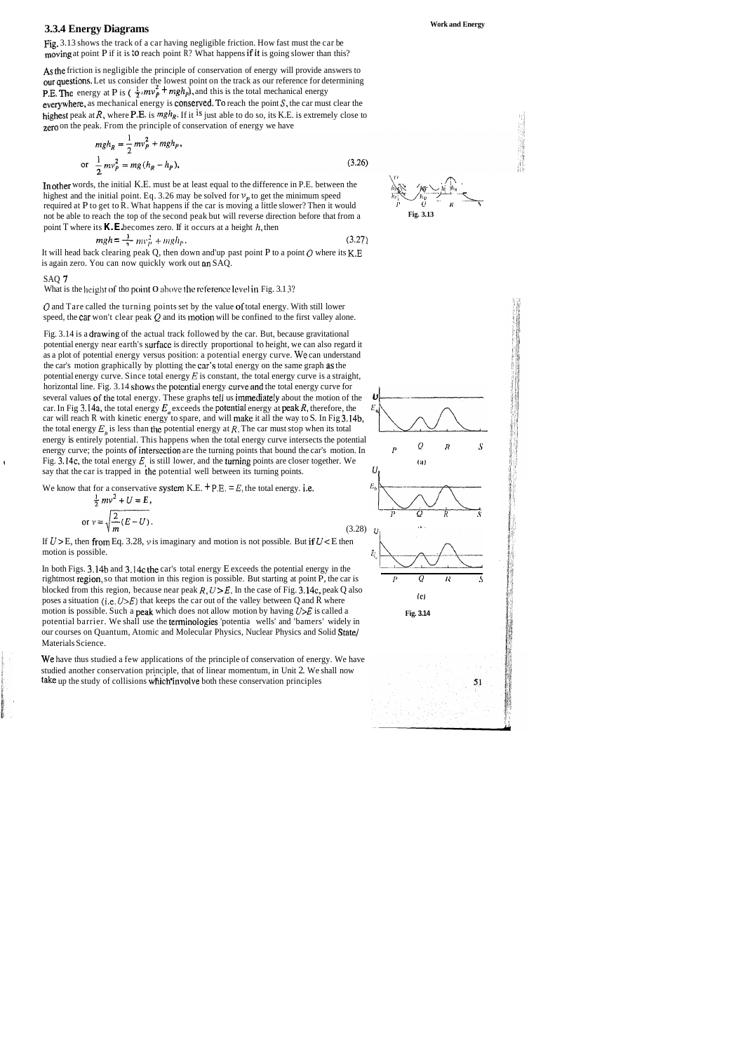### 3.3.4 Energy Diagrams

Fig. 3.13 shows the track of a car having negligible friction. How fast must the car be moving at point P if it is to reach point R? What happens if it is going slower than this?

As the friction is negligible the principle of conservation of energy will provide answers to our questions. Let us consider the lowest point on the track as our reference for determining P.E. The energy at P is $(\frac{1}{2}mv_P^2 + mgh_P)$, and this is the total mechanical energy everywhere, as mechanical energy is conserved. To reach the point $S$, the car must clear the highest peak at $R$, where P.E. is $mgh_R$. If it is just able to do so, its K.E. is extremely close to zero on the peak. From the principle of conservation of energy we have

$$mgh_R = \frac{1}{2}mv_P^2 + mgh_P,$$

$$\text{or} \quad \frac{1}{2}mv_P^2 = mg(h_R - h_P). \tag{3.26}$$

In other words, the initial K.E. must be at least equal to the difference in P.E. between the highest and the initial point. Eq. 3.26 may be solved for $v_P$ to get the minimum speed required at P to get to R. What happens if the car is moving a little slower? Then it would not be able to reach the top of the second peak but will reverse direction before that from a point T where its K.E. becomes zero. If it occurs at a height $h$, then

$$mgh = \frac{1}{2}mv_P^2 + mgh_P. \tag{3.27}$$

It will head back clearing peak Q, then down and up past point P to a point $O$ where its K.E is again zero. You can now quickly work out an SAQ.

Fig. 3.13

SAQ 7

What is the height of the point O above the reference level in Fig. 3.13?

$O$ and T are called the turning points set by the value of total energy. With still lower speed, the car won't clear peak $Q$ and its motion will be confined to the first valley alone.

Fig. 3.14 is a drawing of the actual track followed by the car. But, because gravitational potential energy near earth's surface is directly proportional to height, we can also regard it as a plot of potential energy versus position: a potential energy curve. We can understand the car's motion graphically by plotting the car's total energy on the same graph as the potential energy curve. Since total energy $E$ is constant, the total energy curve is a straight, horizontal line. Fig. 3.14 shows the potential energy curve and the total energy curve for several values of the total energy. These graphs tell us immediately about the motion of the car. In Fig 3.14a, the total energy $E_a$ exceeds the potential energy at peak $R$, therefore, the car will reach R with kinetic energy to spare, and will make it all the way to S. In Fig 3.14b, the total energy $E_b$ is less than the potential energy at $R$. The car must stop when its total energy is entirely potential. This happens when the total energy curve intersects the potential energy curve; the points of intersection are the turning points that bound the car's motion. In Fig. 3.14c, the total energy $E_c$ is still lower, and the turning points are closer together. We say that the car is trapped in the potential well between its turning points.

We know that for a conservative system K.E. + P.E. = $E$, the total energy. i.e.

$$\frac{1}{2}mv^2 + U = E,$$

$$\text{or } v = \sqrt{\frac{2}{m}(E - U)}. \tag{3.28}$$

If $U > E$, then from Eq. 3.28, $v$ is imaginary and motion is not possible. But if $U < E$ then motion is possible.

In both Figs. 3.14b and 3.14c the car's total energy E exceeds the potential energy in the rightmost region, so that motion in this region is possible. But starting at point P, the car is blocked from this region, because near peak $R$, $U > E$. In the case of Fig. 3.14c, peak Q also poses a situation (i.e. $U > E$) that keeps the car out of the valley between Q and R where motion is possible. Such a peak which does not allow motion by having $U > E$ is called a potential barrier. We shall use the terminologies 'potential wells' and 'barriers' widely in our courses on Quantum, Atomic and Molecular Physics, Nuclear Physics and Solid State/ Materials Science.

Fig. 3.14

We have thus studied a few applications of the principle of conservation of energy. We have studied another conservation principle, that of linear momentum, in Unit 2. We shall now take up the study of collisions which involve both these conservation principles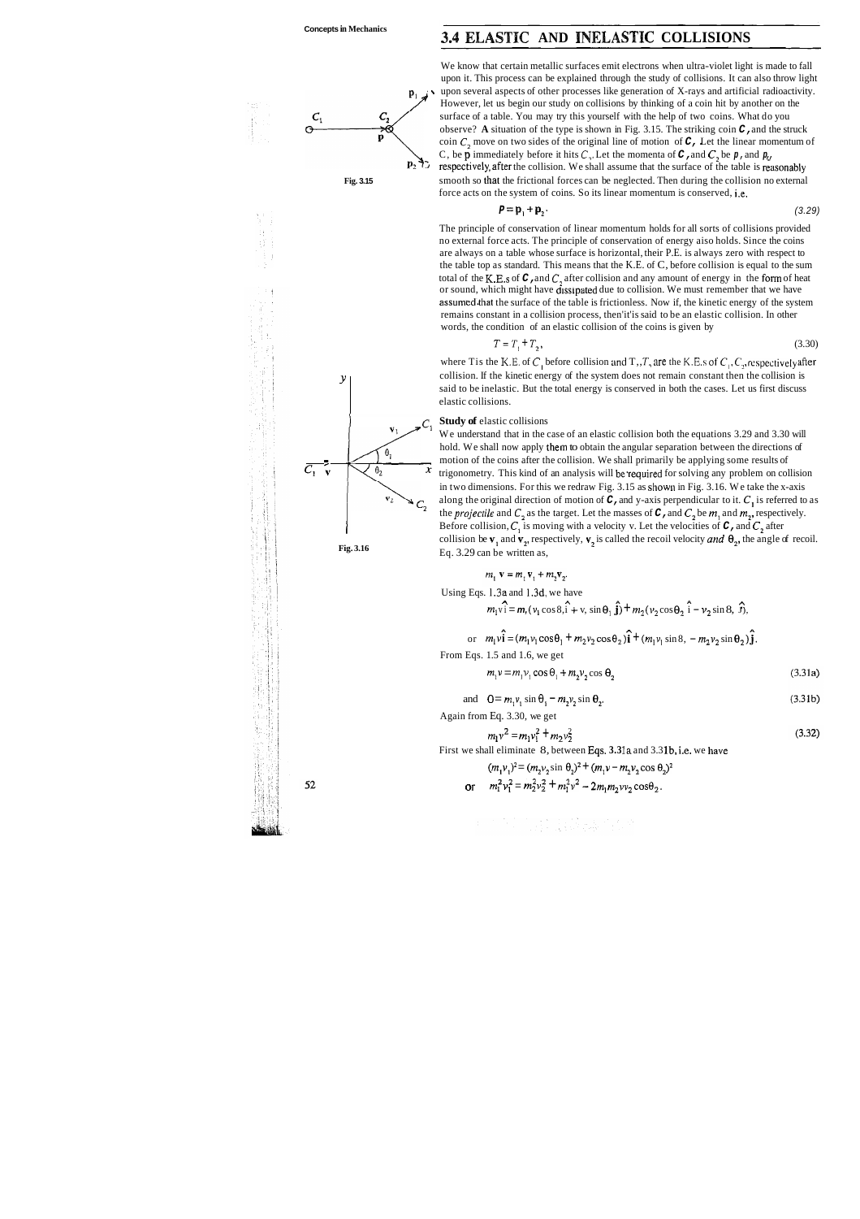## 3.4 ELASTIC AND INELASTIC COLLISIONS

We know that certain metallic surfaces emit electrons when ultra-violet light is made to fall upon it. This process can be explained through the study of collisions. It can also throw light upon several aspects of other processes like generation of X-rays and artificial radioactivity. However, let us begin our study on collisions by thinking of a coin hit by another on the surface of a table. You may try this yourself with the help of two coins. What do you observe? **A** situation of the type is shown in Fig. 3.15. The striking coin $C_1$ and the struck coin $C_2$ move on two sides of the original line of motion of $C_1$. Let the linear momentum of $C_1$ be $\mathbf{p}$ immediately before it hits $C_2$. Let the momenta of $C_1$ and $C_2$ be $\mathbf{p}_1$ and $\mathbf{p}_2$ respectively, after the collision. We shall assume that the surface of the table is reasonably smooth so that the frictional forces can be neglected. Then during the collision no external force acts on the system of coins. So its linear momentum is conserved, i.e.

Fig. 3.15

$$\mathbf{p} = \mathbf{p}_1 + \mathbf{p}_2. \tag{3.29}$$

The principle of conservation of linear momentum holds for all sorts of collisions provided no external force acts. The principle of conservation of energy also holds. Since the coins are always on a table whose surface is horizontal, their P.E. is always zero with respect to the table top as standard. This means that the K.E. of $C_1$ before collision is equal to the sum total of the K.E.s of $C_1$ and $C_2$ after collision and any amount of energy in the form of heat or sound, which might have dissipated due to collision. We must remember that we have assumed that the surface of the table is frictionless. Now if, the kinetic energy of the system remains constant in a collision process, then it is said to be an elastic collision. In other words, the condition of an elastic collision of the coins is given by

$$T = T_1 + T_2, \tag{3.30}$$

where $T$ is the K.E. of $C_1$ before collision and $T_1, T_2$ are the K.E.s of $C_1, C_2$, respectively after collision. If the kinetic energy of the system does not remain constant then the collision is said to be inelastic. But the total energy is conserved in both the cases. Let us first discuss elastic collisions.

**Study of** elastic collisions

We understand that in the case of an elastic collision both the equations 3.29 and 3.30 will hold. We shall now apply them to obtain the angular separation between the directions of motion of the coins after the collision. We shall primarily be applying some results of trigonometry. This kind of an analysis will be required for solving any problem on collision in two dimensions. For this we redraw Fig. 3.15 as shown in Fig. 3.16. We take the x-axis along the original direction of motion of $C_1$ and y-axis perpendicular to it. $C_1$ is referred to as the *projectile* and $C_2$ as the target. Let the masses of $C_1$ and $C_2$ be $m_1$ and $m_2$, respectively. Before collision, $C_1$ is moving with a velocity v. Let the velocities of $C_1$ and $C_2$ after collision be $\mathbf{v}_1$ and $\mathbf{v}_2$, respectively, $\mathbf{v}_2$ is called the recoil velocity and $\theta_2$, the angle of recoil. Eq. 3.29 can be written as,

Fig. 3.16

$$m_1\mathbf{v} = m_1\mathbf{v}_1 + m_2\mathbf{v}_2.$$

Using Eqs. 1.3a and 1.3d, we have

$$m_1 v\hat{\mathbf{i}} = m_1(v_1\cos\theta_1\hat{\mathbf{i}} + v_1\sin\theta_1\hat{\mathbf{j}}) + m_2(v_2\cos\theta_2\hat{\mathbf{i}} - v_2\sin\theta_2\hat{\mathbf{j}}),$$

$$\text{or} \quad m_1 v\hat{\mathbf{i}} = (m_1 v_1\cos\theta_1 + m_2 v_2\cos\theta_2)\hat{\mathbf{i}} + (m_1 v_1\sin\theta_1 - m_2 v_2\sin\theta_2)\hat{\mathbf{j}}.$$

From Eqs. 1.5 and 1.6, we get

$$m_1 v = m_1 v_1\cos\theta_1 + m_2 v_2\cos\theta_2 \tag{3.31a}$$

$$\text{and} \quad 0 = m_1 v_1\sin\theta_1 - m_2 v_2\sin\theta_2. \tag{3.31b}$$

Again from Eq. 3.30, we get

$$m_1 v^2 = m_1 v_1^2 + m_2 v_2^2 \tag{3.32}$$

First we shall eliminate $\theta_1$ between Eqs. 3.31a and 3.31b, i.e. we have

$$(m_1 v_1)^2 = (m_2 v_2\sin\theta_2)^2 + (m_1 v - m_2 v_2\cos\theta_2)^2$$

$$\text{or} \quad m_1^2 v_1^2 = m_2^2 v_2^2 + m_1^2 v^2 - 2m_1 m_2 v v_2\cos\theta_2.$$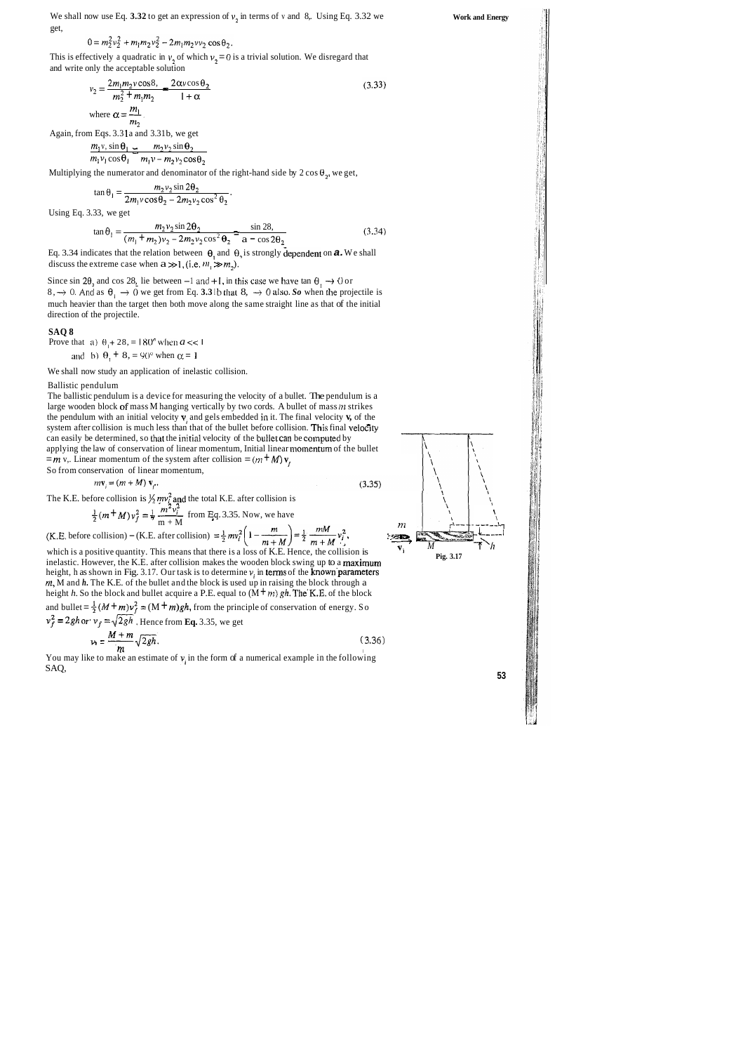We shall now use Eq. **3.32** to get an expression of $v_2$ in terms of v and $\theta_2$. Using Eq. 3.32 we get,

$$0 = m_2^2 v_2^2 + m_1 m_2 v_2^2 - 2 m_1 m_2 v v_2 \cos\theta_2 .$$

This is effectively a quadratic in $v_2$ of which $v_2 = 0$ is a trivial solution. We disregard that and write only the acceptable solution

$$v_2 = \frac{2 m_1 m_2 v \cos\theta_2}{m_2^2 + m_1 m_2} = \frac{2\alpha v \cos\theta_2}{1+\alpha} \qquad (3.33)$$

where $\alpha = \dfrac{m_1}{m_2}$

Again, from Eqs. 3.31a and 3.31b, we get

$$\frac{m_1 v_1 \sin\theta_1}{m_1 v_1 \cos\theta_1} = \frac{m_2 v_2 \sin\theta_2}{m_1 v - m_2 v_2 \cos\theta_2}$$

Multiplying the numerator and denominator of the right-hand side by $2\cos\theta_2$, we get,

$$\tan\theta_1 = \frac{m_2 v_2 \sin 2\theta_2}{2 m_1 v \cos\theta_2 - 2 m_2 v_2 \cos^2\theta_2}.$$

Using Eq. 3.33, we get

$$\tan\theta_1 = \frac{m_2 v_2 \sin 2\theta_2}{(m_1 + m_2) v_2 - 2 m_2 v_2 \cos^2\theta_2} = \frac{\sin 2\theta_2}{\alpha - \cos 2\theta_2} \qquad (3.34)$$

Eq. 3.34 indicates that the relation between $\theta_1$ and $\theta_2$ is strongly dependent on $\alpha$. We shall discuss the extreme case when $\alpha \gg 1$, (i.e. $m_1 \gg m_2$).

Since $\sin 2\theta_2$ and $\cos 2\theta_2$ lie between $-1$ and $+1$, in this case we have $\tan\theta_1 \to 0$ or $\theta_1 \to 0$. And as $\theta_1 \to 0$ we get from Eq. **3.31**b that $\theta_2 \to 0$ also. *So* when the projectile is much heavier than the target then both move along the same straight line as that of the initial direction of the projectile.

### SAQ 8

Prove that a) $\theta_1 + 2\theta_2 = 180°$ when $\alpha \ll 1$

and b) $\theta_1 + \theta_2 = 90°$ when $\alpha = 1$

We shall now study an application of inelastic collision.

Ballistic pendulum

The ballistic pendulum is a device for measuring the velocity of a bullet. The pendulum is a large wooden block of mass M hanging vertically by two cords. A bullet of mass $m$ strikes the pendulum with an initial velocity $\mathbf{v}_i$ and gets embedded in it. The final velocity $\mathbf{v}_f$ of the system after collision is much less than that of the bullet before collision. This final velocity can easily be determined, so that the initial velocity of the bullet can be computed by applying the law of conservation of linear momentum, Initial linear momentum of the bullet $= m\, v_i$. Linear momentum of the system after collision $= (m + M)\, \mathbf{v}_f$

So from conservation of linear momentum,

$$m\mathbf{v}_i = (m + M)\, \mathbf{v}_f . \qquad (3.35)$$

The K.E. before collision is $\frac{1}{2} m v_i^2$ and the total K.E. after collision is

$\frac{1}{2}(m + M) v_f^2 = \frac{1}{2} \dfrac{m^2 v_i^2}{m + M}$ from Eq. 3.35. Now, we have

$$(\text{K.E. before collision}) - (\text{K.E. after collision}) = \frac{1}{2} m v_i^2 \left(1 - \frac{m}{m+M}\right) = \frac{1}{2} \frac{mM}{m+M} v_i^2 ,$$

which is a positive quantity. This means that there is a loss of K.E. Hence, the collision is inelastic. However, the K.E. after collision makes the wooden block swing up to a maximum height, h as shown in Fig. 3.17. Our task is to determine $v_i$ in terms of the known parameters $m$, M and $h$. The K.E. of the bullet and the block is used up in raising the block through a height $h$. So the block and bullet acquire a P.E. equal to $(M + m)\, gh$. The K.E. of the block and bullet $= \frac{1}{2}(M + m) v_f^2 = (M + m) gh$, from the principle of conservation of energy. So $v_f^2 = 2gh$ or $v_f = \sqrt{2gh}$. Hence from **Eq.** 3.35, we get

$$v_i = \frac{M + m}{m} \sqrt{2gh}. \qquad (3.36)$$

You may like to make an estimate of $v_i$ in the form of a numerical example in the following SAQ,

Pig. 3.17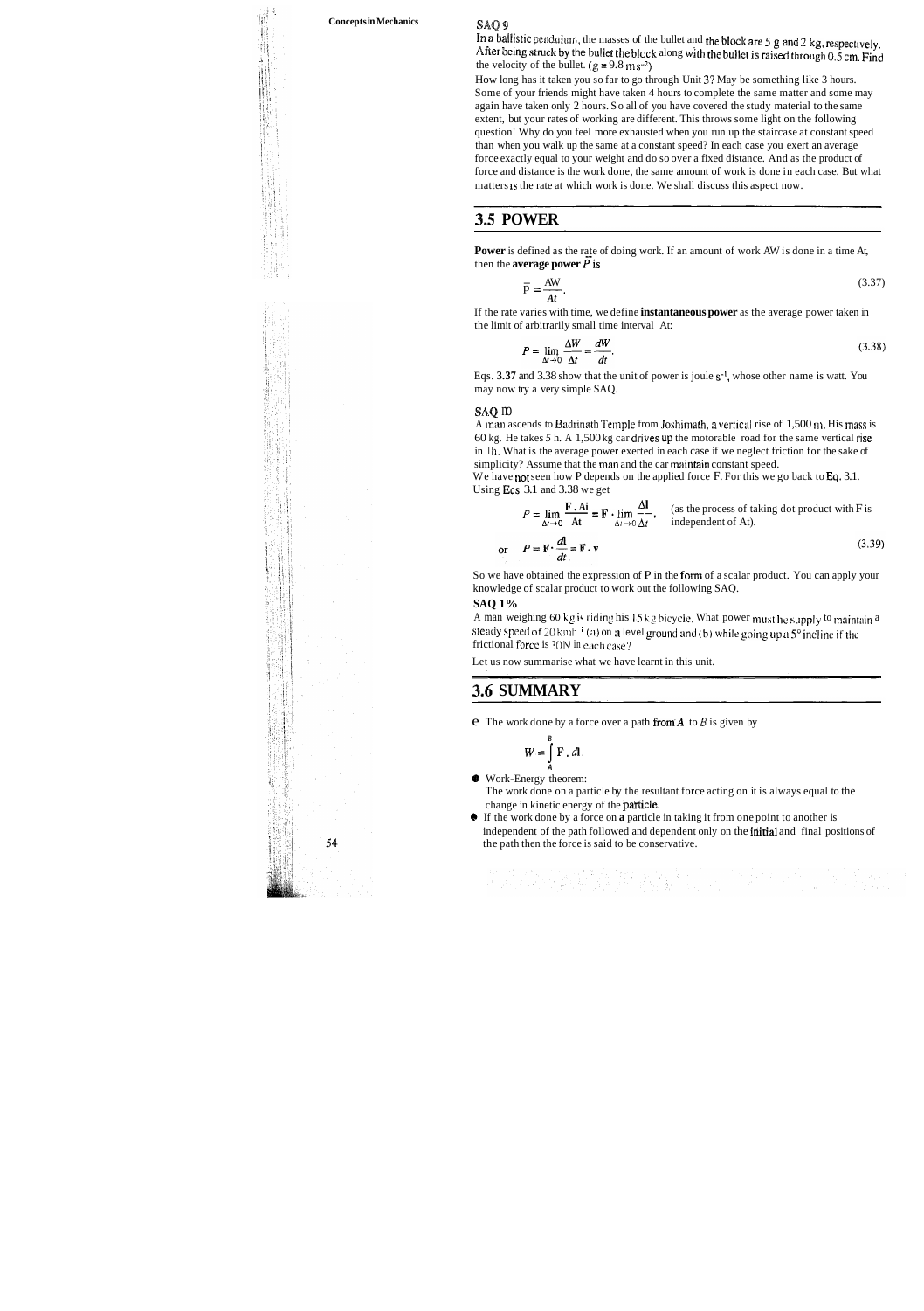**SAQ 9**

In a ballistic pendulum, the masses of the bullet and the block are 5 g and 2 kg, respectively. After being struck by the bullet the block along with the bullet is raised through 0.5 cm. Find the velocity of the bullet. ($g = 9.8\ \mathrm{m\,s^{-2}}$)

How long has it taken you so far to go through Unit 3? May be something like 3 hours. Some of your friends might have taken 4 hours to complete the same matter and some may again have taken only 2 hours. So all of you have covered the study material to the same extent, but your rates of working are different. This throws some light on the following question! Why do you feel more exhausted when you run up the staircase at constant speed than when you walk up the same at a constant speed? In each case you exert an average force exactly equal to your weight and do so over a fixed distance. And as the product of force and distance is the work done, the same amount of work is done in each case. But what matters is the rate at which work is done. We shall discuss this aspect now.

## 3.5 POWER

**Power** is defined as the rate of doing work. If an amount of work $\Delta W$ is done in a time $\Delta t$, then the **average power** $\bar{P}$ is

$$\bar{P} = \frac{\Delta W}{\Delta t}. \tag{3.37}$$

If the rate varies with time, we define **instantaneous power** as the average power taken in the limit of arbitrarily small time interval $\Delta t$:

$$P = \lim_{\Delta t \to 0} \frac{\Delta W}{\Delta t} = \frac{dW}{dt}. \tag{3.38}$$

Eqs. **3.37** and 3.38 show that the unit of power is joule $\mathrm{s^{-1}}$, whose other name is watt. You may now try a very simple SAQ.

**SAQ 10**

A man ascends to Badrinath Temple from Joshimath, a vertical rise of 1,500 m. His mass is 60 kg. He takes 5 h. A 1,500 kg car drives up the motorable road for the same vertical rise in 1h. What is the average power exerted in each case if we neglect friction for the sake of simplicity? Assume that the man and the car maintain constant speed.

We have not seen how P depends on the applied force **F**. For this we go back to Eq. 3.1. Using Eqs. 3.1 and 3.38 we get

$$P = \lim_{\Delta t \to 0} \frac{\mathbf{F} \cdot \Delta \mathbf{l}}{\Delta t} = \mathbf{F} \cdot \lim_{\Delta t \to 0} \frac{\Delta \mathbf{l}}{\Delta t},$$ (as the process of taking dot product with **F** is independent of $\Delta t$).

$$\text{or} \quad P = \mathbf{F} \cdot \frac{d\mathbf{l}}{dt} = \mathbf{F} \cdot \mathbf{v} \tag{3.39}$$

So we have obtained the expression of P in the form of a scalar product. You can apply your knowledge of scalar product to work out the following SAQ.

**SAQ 11**

A man weighing 60 kg is riding his 15 kg bicycle. What power must he supply to maintain a steady speed of 20 $\mathrm{km\,h^{-1}}$ (a) on a level ground and (b) while going up a 5° incline if the frictional force is 30 N in each case?

Let us now summarise what we have learnt in this unit.

## 3.6 SUMMARY

- The work done by a force over a path from $A$ to $B$ is given by

$$W = \int_A^B \mathbf{F} \cdot d\mathbf{l}.$$

- Work-Energy theorem:
  The work done on a particle by the resultant force acting on it is always equal to the change in kinetic energy of the particle.
- If the work done by a force on a particle in taking it from one point to another is independent of the path followed and dependent only on the initial and final positions of the path then the force is said to be conservative.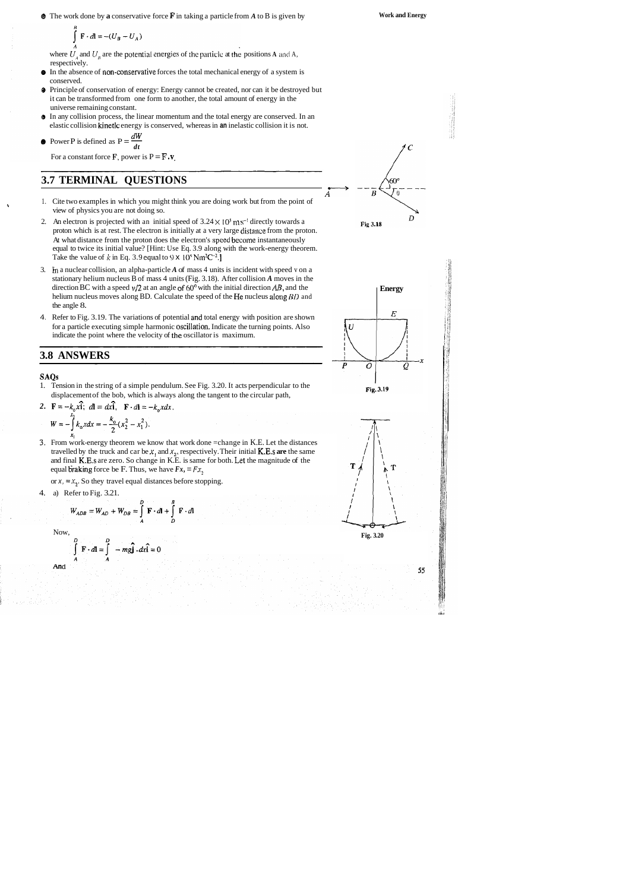- The work done by a conservative force **F** in taking a particle from *A* to B is given by

$$\int_A^B \mathbf{F}\cdot d\mathbf{l} = -(U_B - U_A)$$

where $U_A$ and $U_B$ are the potential energies of the particle at the positions A and A, respectively.

- In the absence of non-conservative forces the total mechanical energy of a system is conserved.
- Principle of conservation of energy: Energy cannot be created, nor can it be destroyed but it can be transformed from one form to another, the total amount of energy in the universe remaining constant.
- In any collision process, the linear momentum and the total energy are conserved. In an elastic collision kinetic energy is conserved, whereas in an inelastic collision it is not.
- Power P is defined as $P = \dfrac{dW}{dt}$

For a constant force **F**, power is $P = \mathbf{F}\cdot\mathbf{v}$.

## 3.7 TERMINAL QUESTIONS

1. Cite two examples in which you might think you are doing work but from the point of view of physics you are not doing so.
2. An electron is projected with an initial speed of $3.24 \times 10^5\ \text{ms}^{-1}$ directly towards a proton which is at rest. The electron is initially at a very large distance from the proton. At what distance from the proton does the electron's speed become instantaneously equal to twice its initial value? [Hint: Use Eq. 3.9 along with the work-energy theorem. Take the value of $k$ in Eq. 3.9 equal to $9 \times 10^9\ \text{Nm}^2\text{C}^{-2}$.]
3. In a nuclear collision, an alpha-particle *A* of mass 4 units is incident with speed v on a stationary helium nucleus B of mass 4 units (Fig. 3.18). After collision *A* moves in the direction BC with a speed $v/2$ at an angle of $60°$ with the initial direction *AB*, and the helium nucleus moves along BD. Calculate the speed of the He nucleus along *BD* and the angle θ.
4. Refer to Fig. 3.19. The variations of potential and total energy with position are shown for a particle executing simple harmonic oscillation. Indicate the turning points. Also indicate the point where the velocity of the oscillator is maximum.

Fig 3.18

Fig. 3.19

## 3.8 ANSWERS

### SAQs

1. Tension in the string of a simple pendulum. See Fig. 3.20. It acts perpendicular to the displacement of the bob, which is always along the tangent to the circular path,

Fig. 3.20

2. $\mathbf{F} = -k_0 x\hat{\mathbf{i}};\ d\mathbf{l} = dx\hat{\mathbf{i}},\ \ \mathbf{F}\cdot d\mathbf{l} = -k_0 x\,dx.$

$$W = -\int_{x_1}^{x_2} k_0 x\,dx = -\frac{k_0}{2}(x_2^2 - x_1^2).$$

3. From work-energy theorem we know that work done = change in K.E. Let the distances travelled by the truck and car be $x_1$ and $x_2$, respectively. Their initial K.E.s are the same and final K.E.s are zero. So change in K.E. is same for both. Let the magnitude of the equal braking force be F. Thus, we have $Fx_1 = Fx_2$

or $x_1 = x_2$. So they travel equal distances before stopping.

4. a) Refer to Fig. 3.21.

$$W_{ADB} = W_{AD} + W_{DB} = \int_A^D \mathbf{F}\cdot d\mathbf{l} + \int_D^B \mathbf{F}\cdot d\mathbf{l}$$

Now,

$$\int_A^D \mathbf{F}\cdot d\mathbf{l} = \int_A^D -mg\hat{\mathbf{j}}\cdot dx\hat{\mathbf{i}} = 0$$

And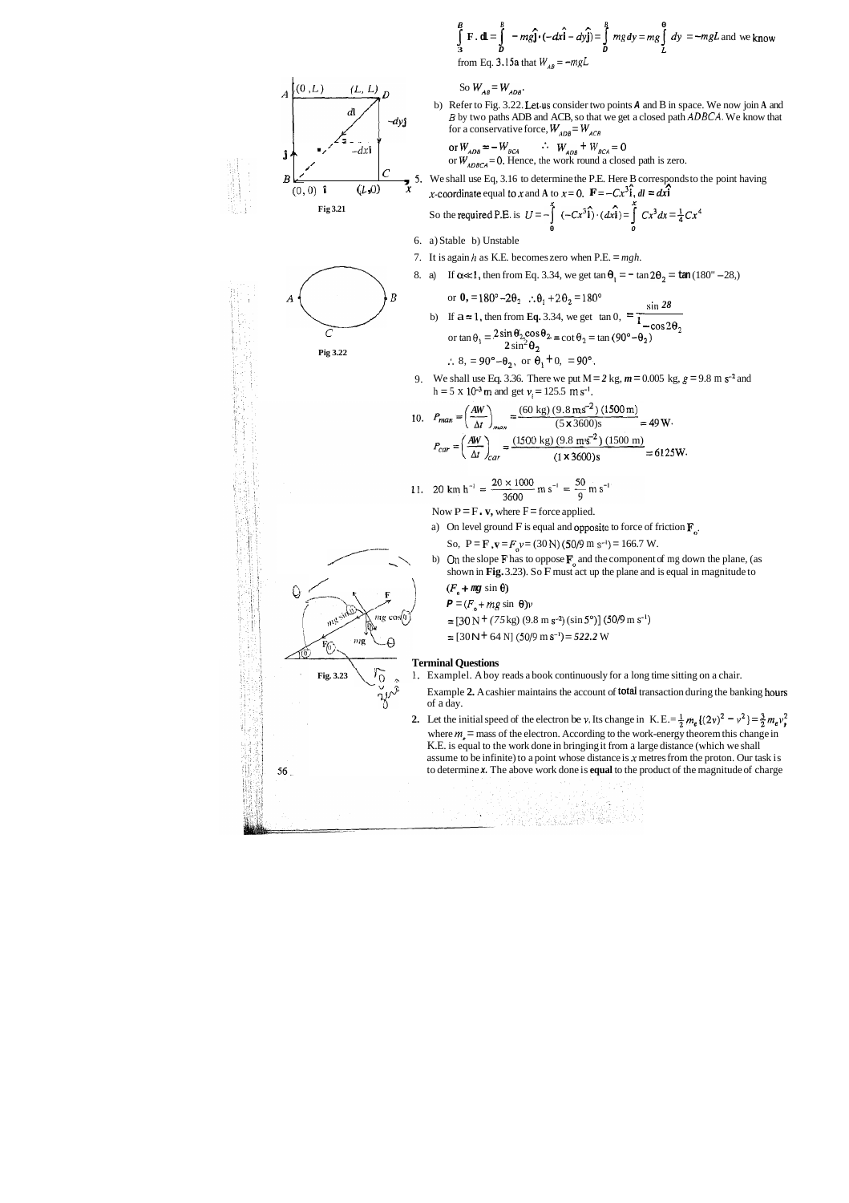$$\int_{B}^{B} \mathbf{F} \cdot d\mathbf{l} = \int_{D}^{B} -mg\hat{\mathbf{j}} \cdot (-dx\hat{\mathbf{i}} - dy\hat{\mathbf{j}}) = \int_{D}^{B} mg\,dy = mg\int_{L}^{0} dy = -mgL$$ and we know from Eq. 3.15a that $W_{AB} = -mgL$

So $W_{AB} = W_{ADB}$.

b) Refer to Fig. 3.22. Let us consider two points **A** and B in space. We now join A and B by two paths ADB and ACB, so that we get a closed path *ADBCA*. We know that for a conservative force, $W_{ADB} = W_{ACB}$

or $W_{ADB} = -W_{BCA}$ $\quad \therefore \; W_{ADB} + W_{BCA} = 0$

or $W_{ADBCA} = 0$. Hence, the work round a closed path is zero.

Fig 3.21

Fig 3.22

5. We shall use Eq. 3.16 to determine the P.E. Here B corresponds to the point having *x*-coordinate equal to *x* and A to $x = 0$. $\mathbf{F} = -Cx^3\hat{\mathbf{i}}$, $d\mathbf{l} = dx\hat{\mathbf{i}}$

   So the required P.E. is $U = -\int_0^x (-Cx^3\hat{\mathbf{i}}) \cdot (dx\hat{\mathbf{i}}) = \int_0^x Cx^3 dx = \frac{1}{4}Cx^4$

6. a) Stable b) Unstable

7. It is again *h* as K.E. becomes zero when P.E. = *mgh*.

8. a) If $\alpha \ll 1$, then from Eq. 3.34, we get $\tan\theta_1 = -\tan 2\theta_2 = \tan(180° - 2\theta_2)$

   or $\theta_1 = 180° - 2\theta_2 \quad \therefore \theta_1 + 2\theta_2 = 180°$

   b) If $\alpha = 1$, then from **Eq.** 3.34, we get $\tan\theta_1 = \dfrac{\sin 2\theta_2}{1 - \cos 2\theta_2}$

   or $\tan\theta_1 = \dfrac{2\sin\theta_2\cos\theta_2}{2\sin^2\theta_2} = \cot\theta_2 = \tan(90° - \theta_2)$

   $\therefore \theta_1 = 90° - \theta_2$, or $\theta_1 + \theta_2 = 90°$.

9. We shall use Eq. 3.36. There we put M = *2* kg, *m* = 0.005 kg, *g* = 9.8 m s$^{-2}$ and h = 5 x 10$^{-3}$ m and get $v_i$ = 125.5 m s$^{-1}$.

10. $$P_{man} = \left(\frac{\Delta W}{\Delta t}\right)_{man} = \frac{(60\text{ kg})(9.8\text{ m s}^{-2})(1500\text{ m})}{(5 \times 3600)\text{s}} = 49\text{ W}.$$

    $$P_{car} = \left(\frac{\Delta W}{\Delta t}\right)_{car} = \frac{(1500\text{ kg})(9.8\text{ m s}^{-2})(1500\text{ m})}{(1 \times 3600)\text{s}} = 6125\text{ W}.$$

11. $20\text{ km h}^{-1} = \dfrac{20 \times 1000}{3600}\text{ m s}^{-1} = \dfrac{50}{9}\text{ m s}^{-1}$

    Now P = **F . v**, where F = force applied.

    a) On level ground F is equal and opposite to force of friction $\mathbf{F}_0$.

       So, $P = \mathbf{F} \cdot \mathbf{v} = F_0 v = (30\text{ N})(50/9\text{ m s}^{-1}) = 166.7$ W.

    b) On the slope F has to oppose $\mathbf{F}_0$ and the component of mg down the plane, (as shown in **Fig.** 3.23). So F must act up the plane and is equal in magnitude to

       $(F_0 + mg\sin\theta)$

       $P = (F_0 + mg\sin\theta)v$

       $= [30\text{ N} + (75\text{ kg})(9.8\text{ m s}^{-2})(\sin 5°)](50/9\text{ m s}^{-1})$

       $= [30\text{ N} + 64\text{ N}](50/9\text{ m s}^{-1}) = 522.2$ W

Fig. 3.23

**Terminal Questions**

1. Example1. A boy reads a book continuously for a long time sitting on a chair.

   Example **2.** A cashier maintains the account of total transaction during the banking hours of a day.

2. Let the initial speed of the electron be *v*. Its change in K.E. $= \frac{1}{2}m_e\{(2v)^2 - v^2\} = \frac{3}{2}m_e v^2$, where $m_e$ = mass of the electron. According to the work-energy theorem this change in K.E. is equal to the work done in bringing it from a large distance (which we shall assume to be infinite) to a point whose distance is *x* metres from the proton. Our task is to determine ***x***. The above work done is **equal** to the product of the magnitude of charge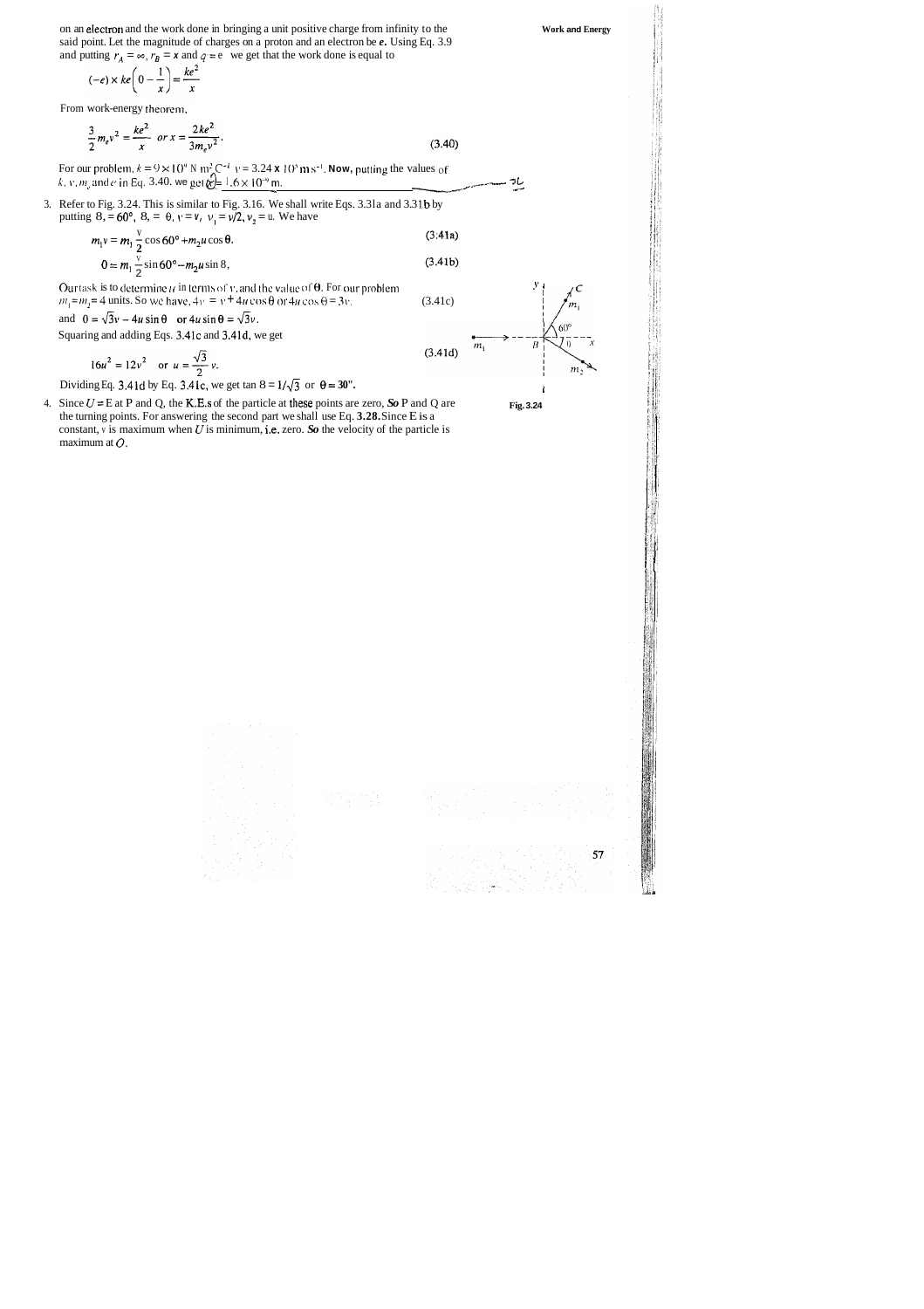on an electron and the work done in bringing a unit positive charge from infinity to the said point. Let the magnitude of charges on a proton and an electron be *e*. Using Eq. 3.9 and putting $r_A = \infty$, $r_B = x$ and $q = e$ we get that the work done is equal to

$$(-e) \times ke\left(0 - \frac{1}{x}\right) = \frac{ke^2}{x}$$

From work-energy theorem,

$$\frac{3}{2}m_e v^2 = \frac{ke^2}{x} \quad or \quad x = \frac{2ke^2}{3m_e v^2}. \qquad (3.40)$$

For our problem, $k = 9 \times 10^9$ N $m^2$ $C^{-2}$, $v = 3.24 \times 10^5$ m $s^{-1}$. Now, putting the values of $k$, $v$, $m_e$ and $e$ in Eq. 3.40, we get $x = 1.6 \times 10^{-9}$ m.

3. Refer to Fig. 3.24. This is similar to Fig. 3.16. We shall write Eqs. 3.31a and 3.31b by putting $\theta_1 = 60°$, $\theta_2 = \theta$, $v = v$, $v_1 = v/2$, $v_2 = u$. We have

$$m_1 v = m_1 \frac{v}{2} \cos 60° + m_2 u \cos\theta. \qquad (3.41a)$$

$$0 = m_1 \frac{v}{2} \sin 60° - m_2 u \sin\theta, \qquad (3.41b)$$

Our task is to determine $u$ in terms of $v$, and the value of $\theta$. For our problem $m_1 = m_2 = 4$ units. So we have, $4v = v + 4u\cos\theta$ or $4u\cos\theta = 3v$. (3.41c)

and $0 = \sqrt{3}v - 4u\sin\theta$ or $4u\sin\theta = \sqrt{3}v$. (3.41d)

Squaring and adding Eqs. 3.41c and 3.41d, we get

$$16u^2 = 12v^2 \quad \text{or} \quad u = \frac{\sqrt{3}}{2}v.$$

Dividing Eq. 3.41d by Eq. 3.41c, we get $\tan\theta = 1/\sqrt{3}$ or $\theta = 30°$.

y

C

$m_1$

60°

$m_1$

B

θ

x

$m_2$

Fig. 3.24

4. Since $U = E$ at P and Q, the K.E.s of the particle at these points are zero, *So* P and Q are the turning points. For answering the second part we shall use Eq. **3.28.** Since E is a constant, $v$ is maximum when $U$ is minimum, i.e. zero. *So* the velocity of the particle is maximum at $O$.